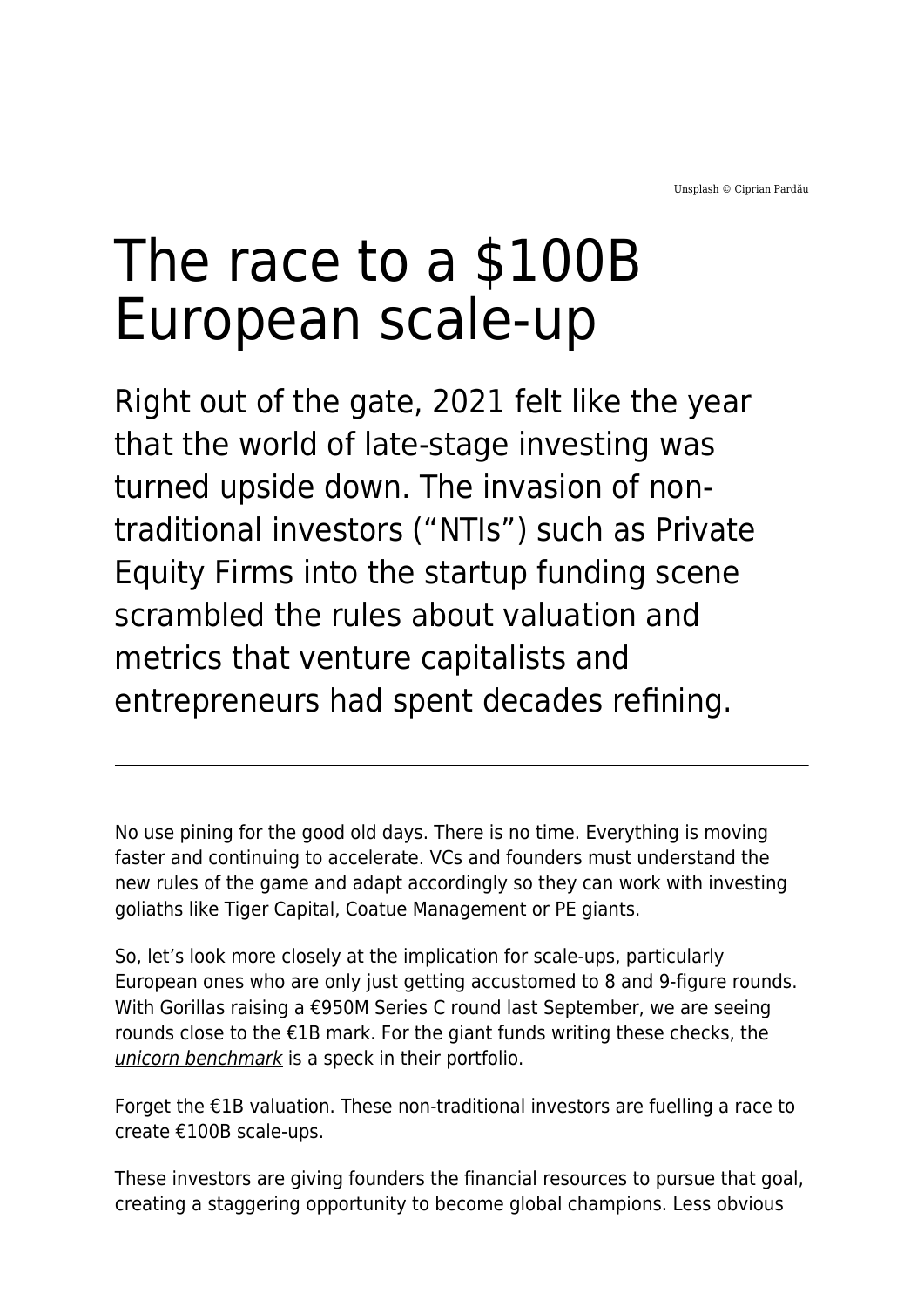Unsplash © Ciprian Pardău

# The race to a $100B European scale-up

Right out of the gate, 2021 felt like the year that the world of late-stage investing was turned upside down. The invasion of non-traditional investors (“NTIs”) such as Private Equity Firms into the startup funding scene scrambled the rules about valuation and metrics that venture capitalists and entrepreneurs had spent decades refining.

---

No use pining for the good old days. There is no time. Everything is moving faster and continuing to accelerate. VCs and founders must understand the new rules of the game and adapt accordingly so they can work with investing goliaths like Tiger Capital, Coatue Management or PE giants.

So, let’s look more closely at the implication for scale-ups, particularly European ones who are only just getting accustomed to 8 and 9-figure rounds. With Gorillas raising a €950M Series C round last September, we are seeing rounds close to the €1B mark. For the giant funds writing these checks, the *unicorn benchmark* is a speck in their portfolio.

Forget the €1B valuation. These non-traditional investors are fuelling a race to create €100B scale-ups.

These investors are giving founders the financial resources to pursue that goal, creating a staggering opportunity to become global champions. Less obvious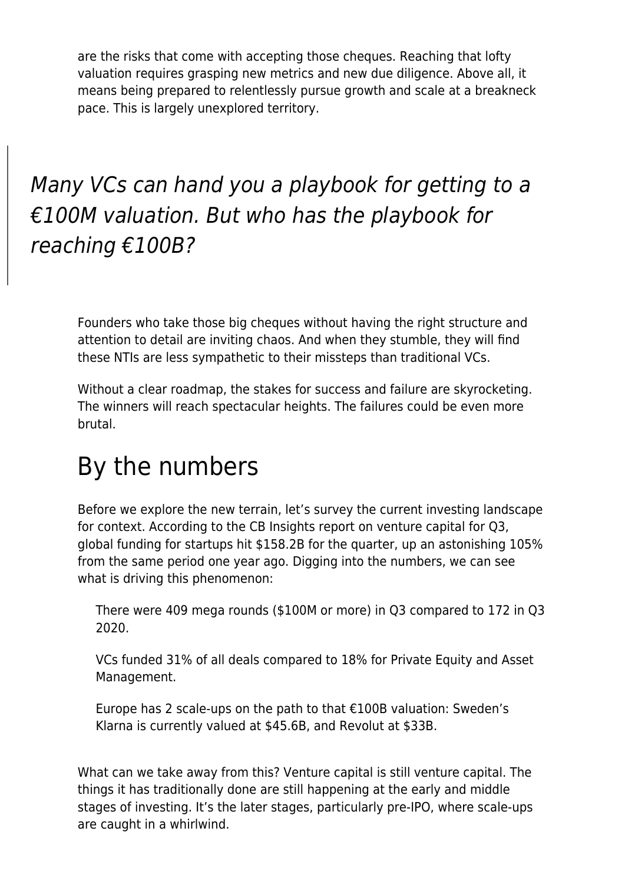are the risks that come with accepting those cheques. Reaching that lofty valuation requires grasping new metrics and new due diligence. Above all, it means being prepared to relentlessly pursue growth and scale at a breakneck pace. This is largely unexplored territory.

> *Many VCs can hand you a playbook for getting to a €100M valuation. But who has the playbook for reaching €100B?*

Founders who take those big cheques without having the right structure and attention to detail are inviting chaos. And when they stumble, they will find these NTIs are less sympathetic to their missteps than traditional VCs.

Without a clear roadmap, the stakes for success and failure are skyrocketing. The winners will reach spectacular heights. The failures could be even more brutal.

## By the numbers

Before we explore the new terrain, let's survey the current investing landscape for context. According to the CB Insights report on venture capital for Q3, global funding for startups hit $158.2B for the quarter, up an astonishing 105% from the same period one year ago. Digging into the numbers, we can see what is driving this phenomenon:

- There were 409 mega rounds ($100M or more) in Q3 compared to 172 in Q3 2020.
- VCs funded 31% of all deals compared to 18% for Private Equity and Asset Management.
- Europe has 2 scale-ups on the path to that €100B valuation: Sweden's Klarna is currently valued at $45.6B, and Revolut at $33B.

What can we take away from this? Venture capital is still venture capital. The things it has traditionally done are still happening at the early and middle stages of investing. It's the later stages, particularly pre-IPO, where scale-ups are caught in a whirlwind.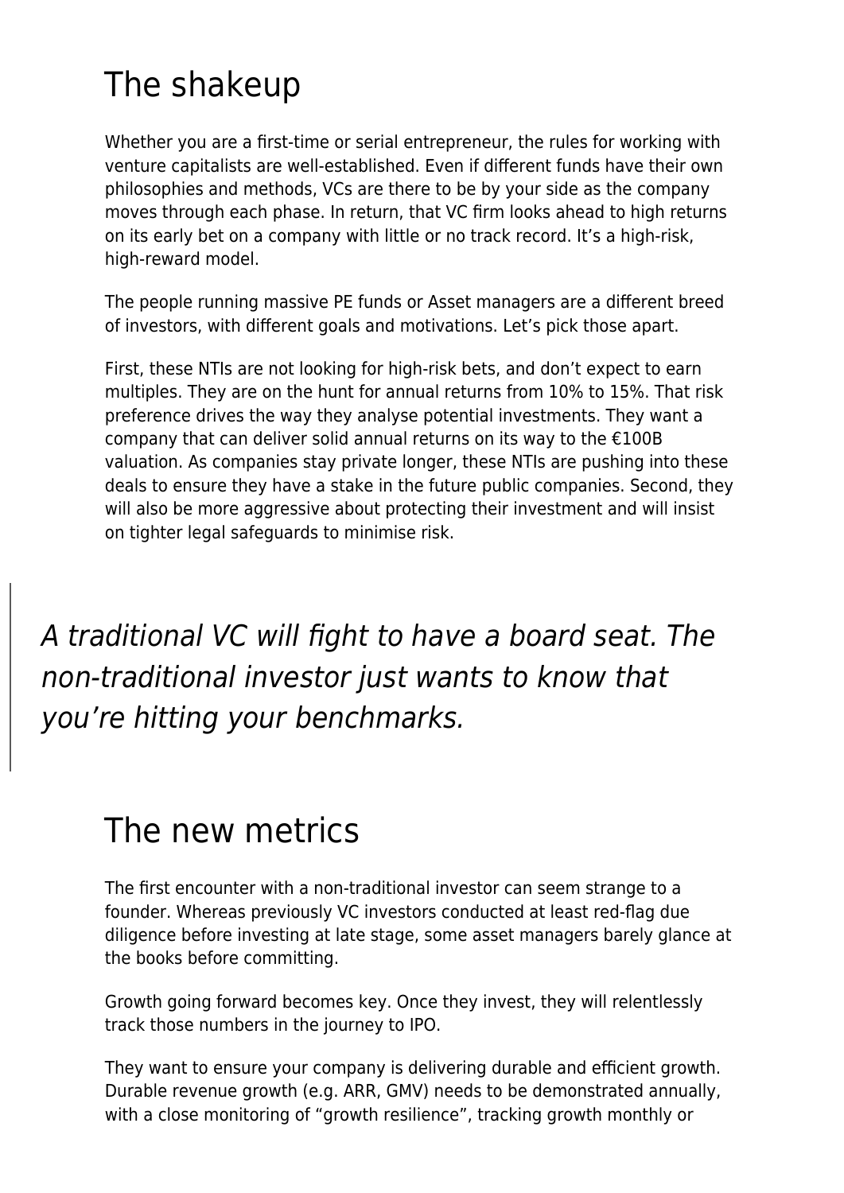## The shakeup

Whether you are a first-time or serial entrepreneur, the rules for working with venture capitalists are well-established. Even if different funds have their own philosophies and methods, VCs are there to be by your side as the company moves through each phase. In return, that VC firm looks ahead to high returns on its early bet on a company with little or no track record. It's a high-risk, high-reward model.

The people running massive PE funds or Asset managers are a different breed of investors, with different goals and motivations. Let's pick those apart.

First, these NTIs are not looking for high-risk bets, and don't expect to earn multiples. They are on the hunt for annual returns from 10% to 15%. That risk preference drives the way they analyse potential investments. They want a company that can deliver solid annual returns on its way to the €100B valuation. As companies stay private longer, these NTIs are pushing into these deals to ensure they have a stake in the future public companies. Second, they will also be more aggressive about protecting their investment and will insist on tighter legal safeguards to minimise risk.

> *A traditional VC will fight to have a board seat. The non-traditional investor just wants to know that you're hitting your benchmarks.*

## The new metrics

The first encounter with a non-traditional investor can seem strange to a founder. Whereas previously VC investors conducted at least red-flag due diligence before investing at late stage, some asset managers barely glance at the books before committing.

Growth going forward becomes key. Once they invest, they will relentlessly track those numbers in the journey to IPO.

They want to ensure your company is delivering durable and efficient growth. Durable revenue growth (e.g. ARR, GMV) needs to be demonstrated annually, with a close monitoring of "growth resilience", tracking growth monthly or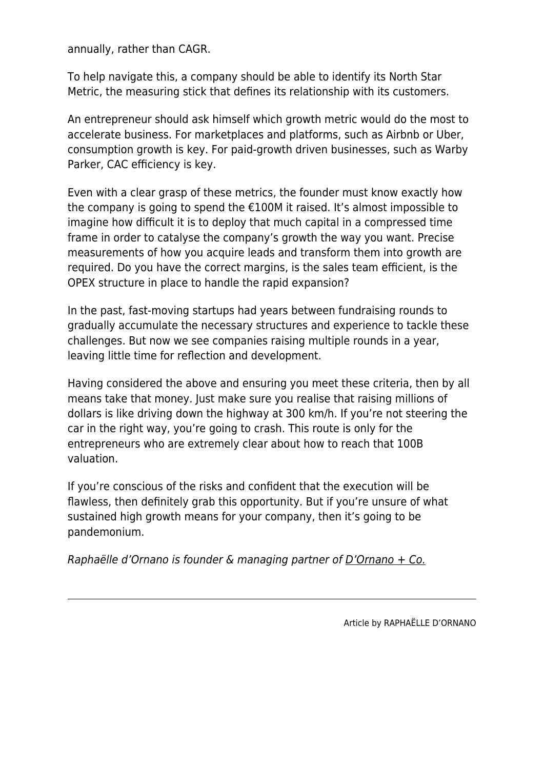annually, rather than CAGR.

To help navigate this, a company should be able to identify its North Star Metric, the measuring stick that defines its relationship with its customers.

An entrepreneur should ask himself which growth metric would do the most to accelerate business. For marketplaces and platforms, such as Airbnb or Uber, consumption growth is key. For paid-growth driven businesses, such as Warby Parker, CAC efficiency is key.

Even with a clear grasp of these metrics, the founder must know exactly how the company is going to spend the €100M it raised. It's almost impossible to imagine how difficult it is to deploy that much capital in a compressed time frame in order to catalyse the company's growth the way you want. Precise measurements of how you acquire leads and transform them into growth are required. Do you have the correct margins, is the sales team efficient, is the OPEX structure in place to handle the rapid expansion?

In the past, fast-moving startups had years between fundraising rounds to gradually accumulate the necessary structures and experience to tackle these challenges. But now we see companies raising multiple rounds in a year, leaving little time for reflection and development.

Having considered the above and ensuring you meet these criteria, then by all means take that money. Just make sure you realise that raising millions of dollars is like driving down the highway at 300 km/h. If you're not steering the car in the right way, you're going to crash. This route is only for the entrepreneurs who are extremely clear about how to reach that 100B valuation.

If you're conscious of the risks and confident that the execution will be flawless, then definitely grab this opportunity. But if you're unsure of what sustained high growth means for your company, then it's going to be pandemonium.

*Raphaëlle d'Ornano is founder & managing partner of D'Ornano + Co.*

---

Article by RAPHAËLLE D'ORNANO